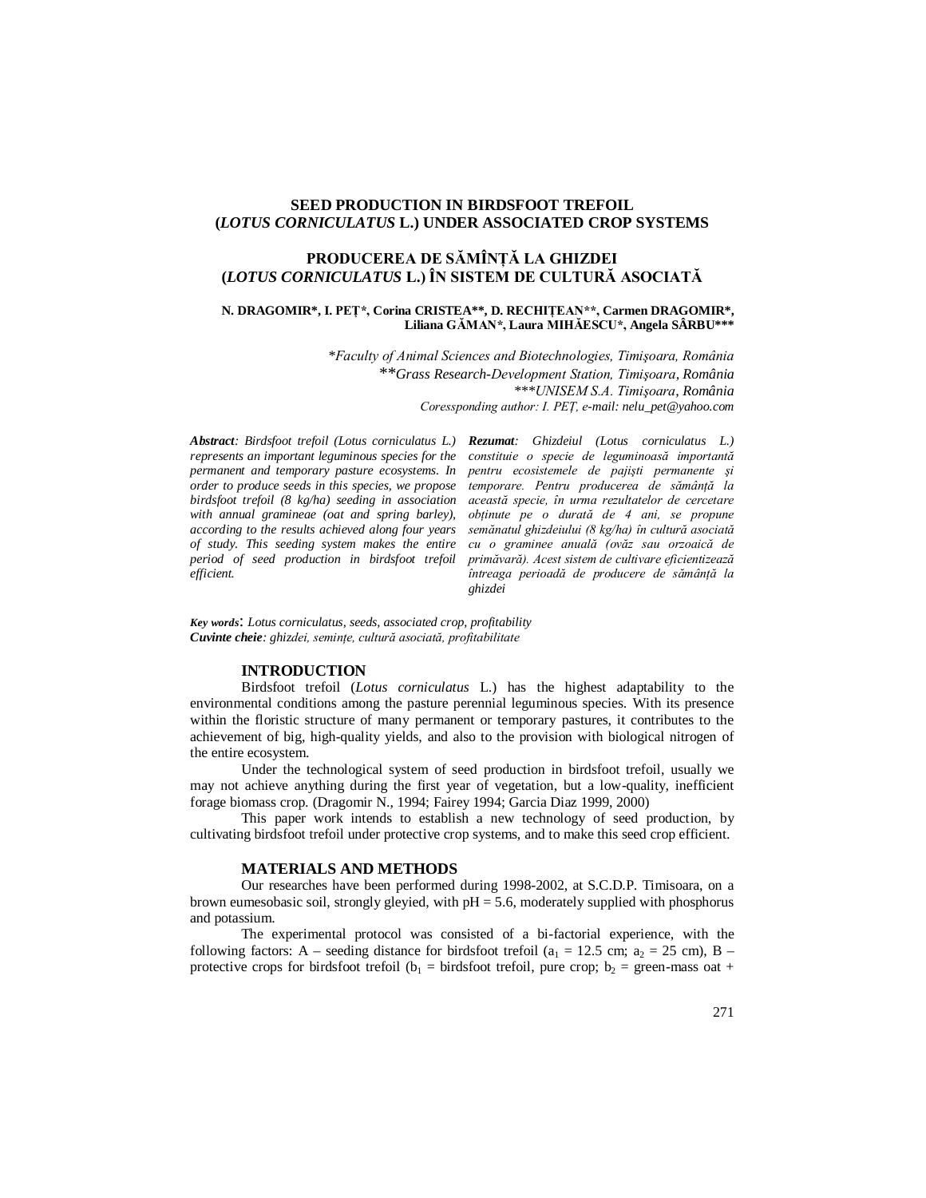# SEED PRODUCTION IN BIRDSFOOT TREFOIL (*LOTUS CORNICULATUS* L.) UNDER ASSOCIATED CROP SYSTEMS

# PRODUCEREA DE SĂMÎNȚĂ LA GHIZDEI (*LOTUS CORNICULATUS* L.) ÎN SISTEM DE CULTURĂ ASOCIATĂ

**N. DRAGOMIR\*, I. PEȚ\*, Corina CRISTEA\*\*, D. RECHIȚEAN\*\*, Carmen DRAGOMIR\*, Liliana GĂMAN\*, Laura MIHĂESCU\*, Angela SÂRBU\*\*\***

*\*Faculty of Animal Sciences and Biotechnologies, Timişoara, România*
*\*\*Grass Research-Development Station, Timişoara, România*
*\*\*\*UNISEM S.A. Timişoara, România*
*Coressponding author: I. PEȚ, e-mail: nelu_pet@yahoo.com*

***Abstract**: Birdsfoot trefoil (Lotus corniculatus L.) represents an important leguminous species for the permanent and temporary pasture ecosystems. In order to produce seeds in this species, we propose birdsfoot trefoil (8 kg/ha) seeding in association with annual gramineae (oat and spring barley), according to the results achieved along four years of study. This seeding system makes the entire period of seed production in birdsfoot trefoil efficient.*

***Rezumat**: Ghizdeiul (Lotus corniculatus L.) constituie o specie de leguminoasă importantă pentru ecosistemele de pajişti permanente şi temporare. Pentru producerea de sămânță la această specie, în urma rezultatelor de cercetare obținute pe o durată de 4 ani, se propune semănatul ghizdeiului (8 kg/ha) în cultură asociată cu o graminee anuală (ovăz sau orzoaică de primăvară). Acest sistem de cultivare eficientizează întreaga perioadă de producere de sămânță la ghizdei*

***Key words**: Lotus corniculatus, seeds, associated crop, profitability*
***Cuvinte cheie**: ghizdei, semințe, cultură asociată, profitabilitate*

## INTRODUCTION

Birdsfoot trefoil (*Lotus corniculatus* L.) has the highest adaptability to the environmental conditions among the pasture perennial leguminous species. With its presence within the floristic structure of many permanent or temporary pastures, it contributes to the achievement of big, high-quality yields, and also to the provision with biological nitrogen of the entire ecosystem.

Under the technological system of seed production in birdsfoot trefoil, usually we may not achieve anything during the first year of vegetation, but a low-quality, inefficient forage biomass crop. (Dragomir N., 1994; Fairey 1994; Garcia Diaz 1999, 2000)

This paper work intends to establish a new technology of seed production, by cultivating birdsfoot trefoil under protective crop systems, and to make this seed crop efficient.

## MATERIALS AND METHODS

Our researches have been performed during 1998-2002, at S.C.D.P. Timisoara, on a brown eumesobasic soil, strongly gleyied, with pH = 5.6, moderately supplied with phosphorus and potassium.

The experimental protocol was consisted of a bi-factorial experience, with the following factors: A – seeding distance for birdsfoot trefoil ($a_1$ = 12.5 cm; $a_2$ = 25 cm), B – protective crops for birdsfoot trefoil ($b_1$ = birdsfoot trefoil, pure crop; $b_2$ = green-mass oat +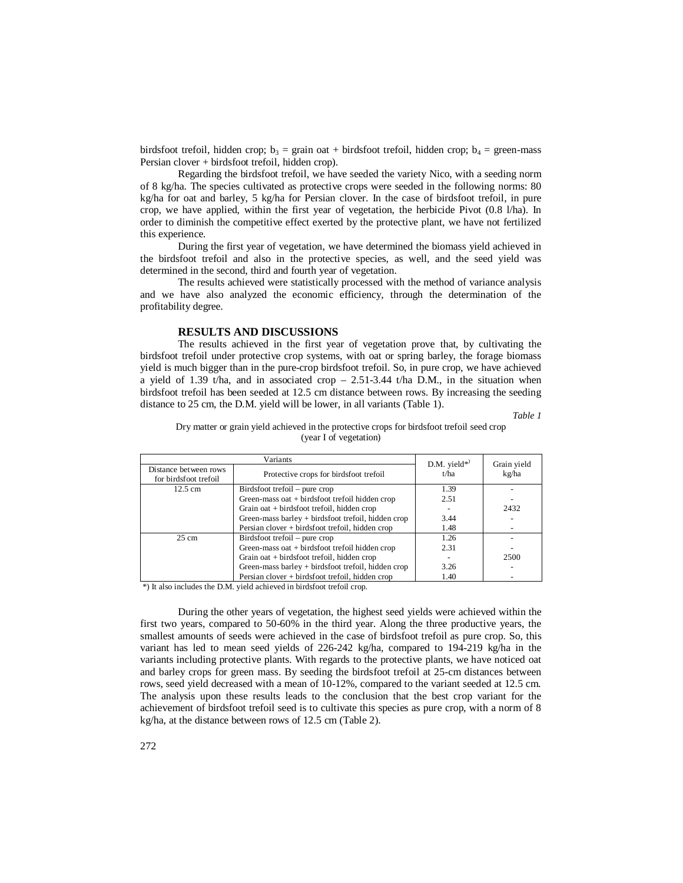birdsfoot trefoil, hidden crop; $b_3$ = grain oat + birdsfoot trefoil, hidden crop; $b_4$ = green-mass Persian clover + birdsfoot trefoil, hidden crop).

Regarding the birdsfoot trefoil, we have seeded the variety Nico, with a seeding norm of 8 kg/ha. The species cultivated as protective crops were seeded in the following norms: 80 kg/ha for oat and barley, 5 kg/ha for Persian clover. In the case of birdsfoot trefoil, in pure crop, we have applied, within the first year of vegetation, the herbicide Pivot (0.8 l/ha). In order to diminish the competitive effect exerted by the protective plant, we have not fertilized this experience.

During the first year of vegetation, we have determined the biomass yield achieved in the birdsfoot trefoil and also in the protective species, as well, and the seed yield was determined in the second, third and fourth year of vegetation.

The results achieved were statistically processed with the method of variance analysis and we have also analyzed the economic efficiency, through the determination of the profitability degree.

## RESULTS AND DISCUSSIONS

The results achieved in the first year of vegetation prove that, by cultivating the birdsfoot trefoil under protective crop systems, with oat or spring barley, the forage biomass yield is much bigger than in the pure-crop birdsfoot trefoil. So, in pure crop, we have achieved a yield of 1.39 t/ha, and in associated crop – 2.51-3.44 t/ha D.M., in the situation when birdsfoot trefoil has been seeded at 12.5 cm distance between rows. By increasing the seeding distance to 25 cm, the D.M. yield will be lower, in all variants (Table 1).

*Table 1*

Dry matter or grain yield achieved in the protective crops for birdsfoot trefoil seed crop (year I of vegetation)

| Variants | | D.M. yield*) t/ha | Grain yield kg/ha |
|---|---|---|---|
| Distance between rows for birdsfoot trefoil | Protective crops for birdsfoot trefoil | | |
| 12.5 cm | Birdsfoot trefoil – pure crop | 1.39 | - |
| | Green-mass oat + birdsfoot trefoil hidden crop | 2.51 | - |
| | Grain oat + birdsfoot trefoil, hidden crop | - | 2432 |
| | Green-mass barley + birdsfoot trefoil, hidden crop | 3.44 | - |
| | Persian clover + birdsfoot trefoil, hidden crop | 1.48 | - |
| 25 cm | Birdsfoot trefoil – pure crop | 1.26 | - |
| | Green-mass oat + birdsfoot trefoil hidden crop | 2.31 | - |
| | Grain oat + birdsfoot trefoil, hidden crop | - | 2500 |
| | Green-mass barley + birdsfoot trefoil, hidden crop | 3.26 | - |
| | Persian clover + birdsfoot trefoil, hidden crop | 1.40 | - |

*) It also includes the D.M. yield achieved in birdsfoot trefoil crop.

During the other years of vegetation, the highest seed yields were achieved within the first two years, compared to 50-60% in the third year. Along the three productive years, the smallest amounts of seeds were achieved in the case of birdsfoot trefoil as pure crop. So, this variant has led to mean seed yields of 226-242 kg/ha, compared to 194-219 kg/ha in the variants including protective plants. With regards to the protective plants, we have noticed oat and barley crops for green mass. By seeding the birdsfoot trefoil at 25-cm distances between rows, seed yield decreased with a mean of 10-12%, compared to the variant seeded at 12.5 cm. The analysis upon these results leads to the conclusion that the best crop variant for the achievement of birdsfoot trefoil seed is to cultivate this species as pure crop, with a norm of 8 kg/ha, at the distance between rows of 12.5 cm (Table 2).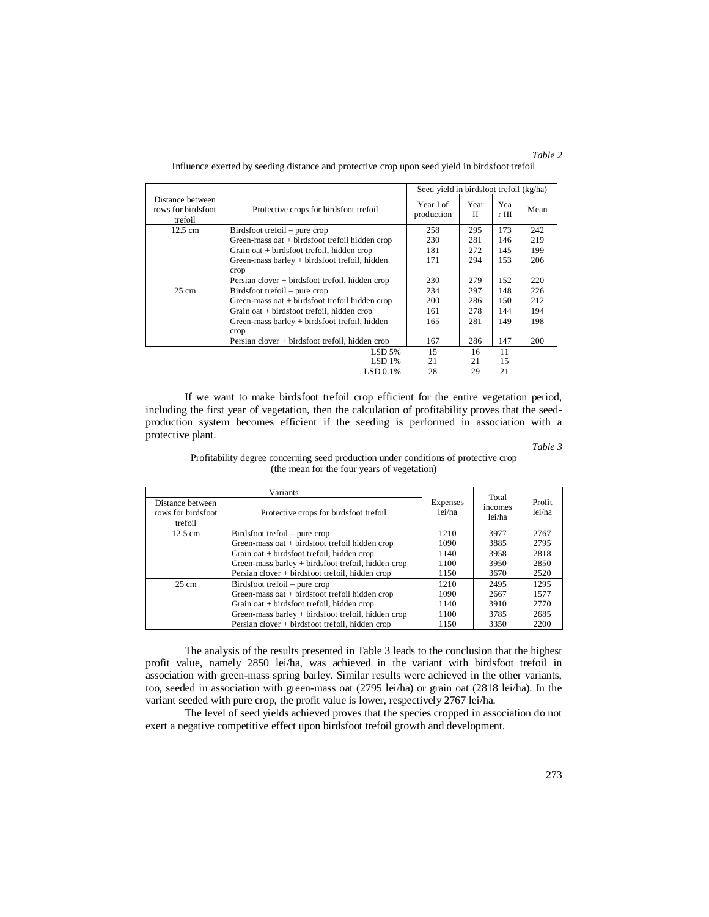*Table 2*

Influence exerted by seeding distance and protective crop upon seed yield in birdsfoot trefoil

| Distance between rows for birdsfoot trefoil | Protective crops for birdsfoot trefoil | Seed yield in birdsfoot trefoil (kg/ha) | | | |
|---|---|---|---|---|---|
| | | Year I of production | Year II | Year III | Mean |
| 12.5 cm | Birdsfoot trefoil – pure crop | 258 | 295 | 173 | 242 |
| | Green-mass oat + birdsfoot trefoil hidden crop | 230 | 281 | 146 | 219 |
| | Grain oat + birdsfoot trefoil, hidden crop | 181 | 272 | 145 | 199 |
| | Green-mass barley + birdsfoot trefoil, hidden crop | 171 | 294 | 153 | 206 |
| | Persian clover + birdsfoot trefoil, hidden crop | 230 | 279 | 152 | 220 |
| 25 cm | Birdsfoot trefoil – pure crop | 234 | 297 | 148 | 226 |
| | Green-mass oat + birdsfoot trefoil hidden crop | 200 | 286 | 150 | 212 |
| | Grain oat + birdsfoot trefoil, hidden crop | 161 | 278 | 144 | 194 |
| | Green-mass barley + birdsfoot trefoil, hidden crop | 165 | 281 | 149 | 198 |
| | Persian clover + birdsfoot trefoil, hidden crop | 167 | 286 | 147 | 200 |
| | LSD 5% | 15 | 16 | 11 | |
| | LSD 1% | 21 | 21 | 15 | |
| | LSD 0.1% | 28 | 29 | 21 | |

If we want to make birdsfoot trefoil crop efficient for the entire vegetation period, including the first year of vegetation, then the calculation of profitability proves that the seed-production system becomes efficient if the seeding is performed in association with a protective plant.

*Table 3*

Profitability degree concerning seed production under conditions of protective crop (the mean for the four years of vegetation)

| Variants | | Expenses lei/ha | Total incomes lei/ha | Profit lei/ha |
|---|---|---|---|---|
| Distance between rows for birdsfoot trefoil | Protective crops for birdsfoot trefoil | | | |
| 12.5 cm | Birdsfoot trefoil – pure crop | 1210 | 3977 | 2767 |
| | Green-mass oat + birdsfoot trefoil hidden crop | 1090 | 3885 | 2795 |
| | Grain oat + birdsfoot trefoil, hidden crop | 1140 | 3958 | 2818 |
| | Green-mass barley + birdsfoot trefoil, hidden crop | 1100 | 3950 | 2850 |
| | Persian clover + birdsfoot trefoil, hidden crop | 1150 | 3670 | 2520 |
| 25 cm | Birdsfoot trefoil – pure crop | 1210 | 2495 | 1295 |
| | Green-mass oat + birdsfoot trefoil hidden crop | 1090 | 2667 | 1577 |
| | Grain oat + birdsfoot trefoil, hidden crop | 1140 | 3910 | 2770 |
| | Green-mass barley + birdsfoot trefoil, hidden crop | 1100 | 3785 | 2685 |
| | Persian clover + birdsfoot trefoil, hidden crop | 1150 | 3350 | 2200 |

The analysis of the results presented in Table 3 leads to the conclusion that the highest profit value, namely 2850 lei/ha, was achieved in the variant with birdsfoot trefoil in association with green-mass spring barley. Similar results were achieved in the other variants, too, seeded in association with green-mass oat (2795 lei/ha) or grain oat (2818 lei/ha). In the variant seeded with pure crop, the profit value is lower, respectively 2767 lei/ha.

The level of seed yields achieved proves that the species cropped in association do not exert a negative competitive effect upon birdsfoot trefoil growth and development.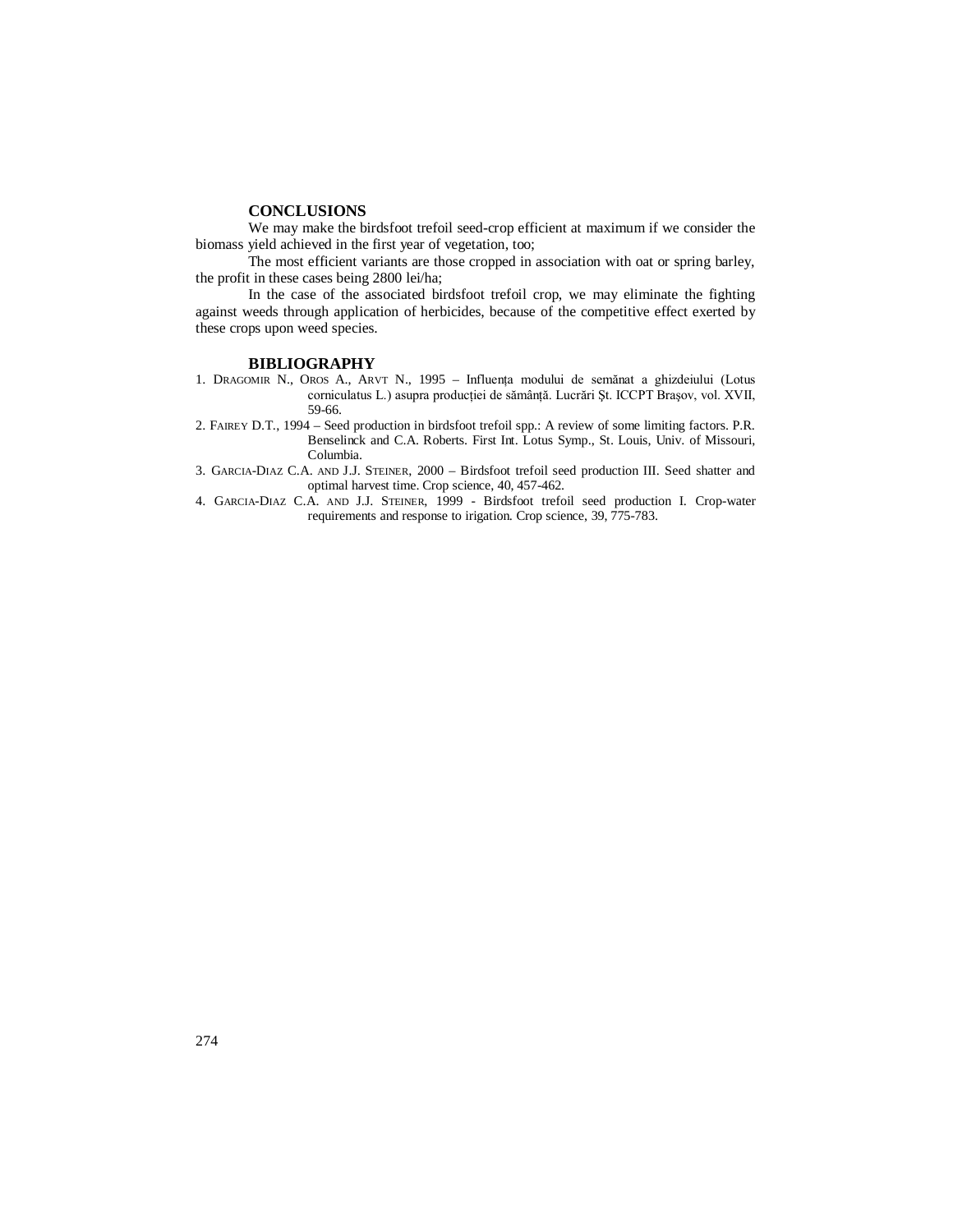## CONCLUSIONS

We may make the birdsfoot trefoil seed-crop efficient at maximum if we consider the biomass yield achieved in the first year of vegetation, too;

The most efficient variants are those cropped in association with oat or spring barley, the profit in these cases being 2800 lei/ha;

In the case of the associated birdsfoot trefoil crop, we may eliminate the fighting against weeds through application of herbicides, because of the competitive effect exerted by these crops upon weed species.

## BIBLIOGRAPHY

1. DRAGOMIR N., OROS A., ARVT N., 1995 – Influența modului de semănat a ghizdeiului (Lotus corniculatus L.) asupra producției de sământă. Lucrări Șt. ICCPT Brașov, vol. XVII, 59-66.
2. FAIREY D.T., 1994 – Seed production in birdsfoot trefoil spp.: A review of some limiting factors. P.R. Benselinck and C.A. Roberts. First Int. Lotus Symp., St. Louis, Univ. of Missouri, Columbia.
3. GARCIA-DIAZ C.A. AND J.J. STEINER, 2000 – Birdsfoot trefoil seed production III. Seed shatter and optimal harvest time. Crop science, 40, 457-462.
4. GARCIA-DIAZ C.A. AND J.J. STEINER, 1999 - Birdsfoot trefoil seed production I. Crop-water requirements and response to irigation. Crop science, 39, 775-783.